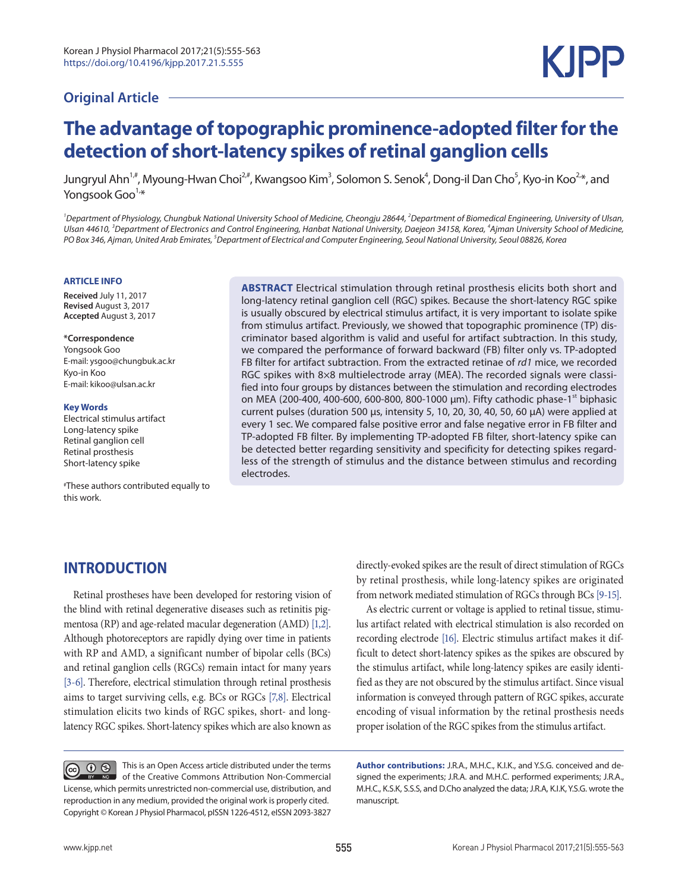Original Article

# The advantage of topographic prominence-adopted filter for the detection of short-latency spikes of retinal ganglion cells

Jungryul Ahn[1,#], Myoung-Hwan Choi[2,#], Kwangsoo Kim[3], Solomon S. Senok[4], Dong-il Dan Cho[5], Kyo-in Koo[2,*], and Yongsook Goo[1,*]

[1]Department of Physiology, Chungbuk National University School of Medicine, Cheongju 28644, [2]Department of Biomedical Engineering, University of Ulsan, Ulsan 44610, [3]Department of Electronics and Control Engineering, Hanbat National University, Daejeon 34158, Korea, [4]Ajman University School of Medicine, PO Box 346, Ajman, United Arab Emirates, [5]Department of Electrical and Computer Engineering, Seoul National University, Seoul 08826, Korea

**ARTICLE INFO**

**Received** July 11, 2017
**Revised** August 3, 2017
**Accepted** August 3, 2017

**\*Correspondence**
Yongsook Goo
E-mail: ysgoo@chungbuk.ac.kr
Kyo-in Koo
E-mail: kikoo@ulsan.ac.kr

**Key Words**
Electrical stimulus artifact
Long-latency spike
Retinal ganglion cell
Retinal prosthesis
Short-latency spike

#These authors contributed equally to this work.

**ABSTRACT** Electrical stimulation through retinal prosthesis elicits both short and long-latency retinal ganglion cell (RGC) spikes. Because the short-latency RGC spike is usually obscured by electrical stimulus artifact, it is very important to isolate spike from stimulus artifact. Previously, we showed that topographic prominence (TP) discriminator based algorithm is valid and useful for artifact subtraction. In this study, we compared the performance of forward backward (FB) filter only vs. TP-adopted FB filter for artifact subtraction. From the extracted retinae of *rd1* mice, we recorded RGC spikes with 8×8 multielectrode array (MEA). The recorded signals were classified into four groups by distances between the stimulation and recording electrodes on MEA (200-400, 400-600, 600-800, 800-1000 μm). Fifty cathodic phase-1st biphasic current pulses (duration 500 μs, intensity 5, 10, 20, 30, 40, 50, 60 μA) were applied at every 1 sec. We compared false positive error and false negative error in FB filter and TP-adopted FB filter. By implementing TP-adopted FB filter, short-latency spike can be detected better regarding sensitivity and specificity for detecting spikes regardless of the strength of stimulus and the distance between stimulus and recording electrodes.

## INTRODUCTION

Retinal prostheses have been developed for restoring vision of the blind with retinal degenerative diseases such as retinitis pigmentosa (RP) and age-related macular degeneration (AMD) [1,2]. Although photoreceptors are rapidly dying over time in patients with RP and AMD, a significant number of bipolar cells (BCs) and retinal ganglion cells (RGCs) remain intact for many years [3-6]. Therefore, electrical stimulation through retinal prosthesis aims to target surviving cells, e.g. BCs or RGCs [7,8]. Electrical stimulation elicits two kinds of RGC spikes, short- and long-latency RGC spikes. Short-latency spikes which are also known as directly-evoked spikes are the result of direct stimulation of RGCs by retinal prosthesis, while long-latency spikes are originated from network mediated stimulation of RGCs through BCs [9-15].

As electric current or voltage is applied to retinal tissue, stimulus artifact related with electrical stimulation is also recorded on recording electrode [16]. Electric stimulus artifact makes it difficult to detect short-latency spikes as the spikes are obscured by the stimulus artifact, while long-latency spikes are easily identified as they are not obscured by the stimulus artifact. Since visual information is conveyed through pattern of RGC spikes, accurate encoding of visual information by the retinal prosthesis needs proper isolation of the RGC spikes from the stimulus artifact.

This is an Open Access article distributed under the terms of the Creative Commons Attribution Non-Commercial License, which permits unrestricted non-commercial use, distribution, and reproduction in any medium, provided the original work is properly cited. Copyright © Korean J Physiol Pharmacol, pISSN 1226-4512, eISSN 2093-3827

**Author contributions:** J.R.A., M.H.C., K.I.K., and Y.S.G. conceived and designed the experiments; J.R.A. and M.H.C. performed experiments; J.R.A., M.H.C., K.S.K, S.S.S, and D.Cho analyzed the data; J.R.A, K.I.K, Y.S.G. wrote the manuscript.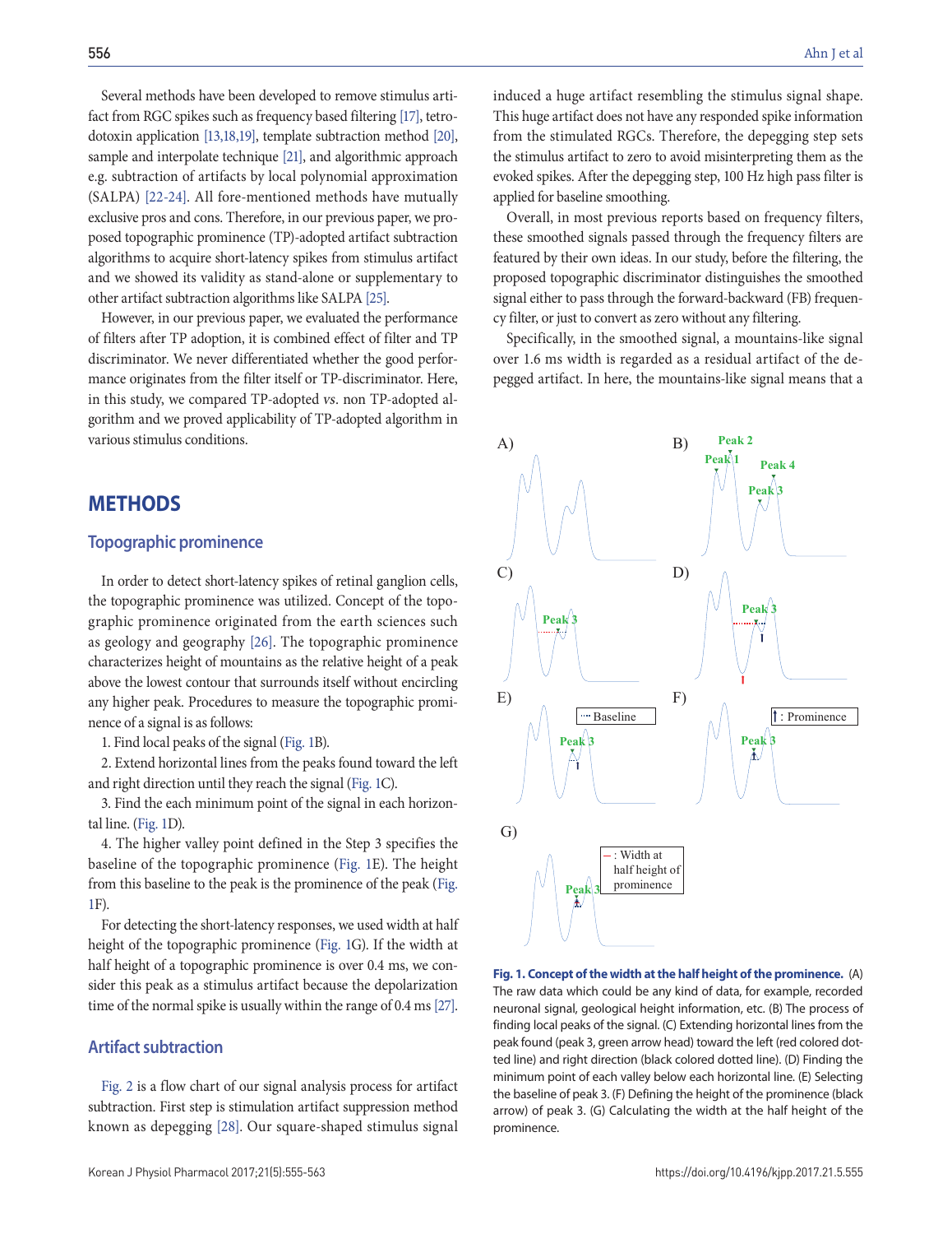Several methods have been developed to remove stimulus artifact from RGC spikes such as frequency based filtering [17], tetrodotoxin application [13,18,19], template subtraction method [20], sample and interpolate technique [21], and algorithmic approach e.g. subtraction of artifacts by local polynomial approximation (SALPA) [22-24]. All fore-mentioned methods have mutually exclusive pros and cons. Therefore, in our previous paper, we proposed topographic prominence (TP)-adopted artifact subtraction algorithms to acquire short-latency spikes from stimulus artifact and we showed its validity as stand-alone or supplementary to other artifact subtraction algorithms like SALPA [25].

However, in our previous paper, we evaluated the performance of filters after TP adoption, it is combined effect of filter and TP discriminator. We never differentiated whether the good performance originates from the filter itself or TP-discriminator. Here, in this study, we compared TP-adopted *vs*. non TP-adopted algorithm and we proved applicability of TP-adopted algorithm in various stimulus conditions.

# METHODS

## Topographic prominence

In order to detect short-latency spikes of retinal ganglion cells, the topographic prominence was utilized. Concept of the topographic prominence originated from the earth sciences such as geology and geography [26]. The topographic prominence characterizes height of mountains as the relative height of a peak above the lowest contour that surrounds itself without encircling any higher peak. Procedures to measure the topographic prominence of a signal is as follows:

1. Find local peaks of the signal (Fig. 1B).

2. Extend horizontal lines from the peaks found toward the left and right direction until they reach the signal (Fig. 1C).

3. Find the each minimum point of the signal in each horizontal line. (Fig. 1D).

4. The higher valley point defined in the Step 3 specifies the baseline of the topographic prominence (Fig. 1E). The height from this baseline to the peak is the prominence of the peak (Fig. 1F).

For detecting the short-latency responses, we used width at half height of the topographic prominence (Fig. 1G). If the width at half height of a topographic prominence is over 0.4 ms, we consider this peak as a stimulus artifact because the depolarization time of the normal spike is usually within the range of 0.4 ms [27].

## Artifact subtraction

Fig. 2 is a flow chart of our signal analysis process for artifact subtraction. First step is stimulation artifact suppression method known as depegging [28]. Our square-shaped stimulus signal induced a huge artifact resembling the stimulus signal shape. This huge artifact does not have any responded spike information from the stimulated RGCs. Therefore, the depegging step sets the stimulus artifact to zero to avoid misinterpreting them as the evoked spikes. After the depegging step, 100 Hz high pass filter is applied for baseline smoothing.

Overall, in most previous reports based on frequency filters, these smoothed signals passed through the frequency filters are featured by their own ideas. In our study, before the filtering, the proposed topographic discriminator distinguishes the smoothed signal either to pass through the forward-backward (FB) frequency filter, or just to convert as zero without any filtering.

Specifically, in the smoothed signal, a mountains-like signal over 1.6 ms width is regarded as a residual artifact of the depegged artifact. In here, the mountains-like signal means that a

**Fig. 1. Concept of the width at the half height of the prominence.** (A) The raw data which could be any kind of data, for example, recorded neuronal signal, geological height information, etc. (B) The process of finding local peaks of the signal. (C) Extending horizontal lines from the peak found (peak 3, green arrow head) toward the left (red colored dotted line) and right direction (black colored dotted line). (D) Finding the minimum point of each valley below each horizontal line. (E) Selecting the baseline of peak 3. (F) Defining the height of the prominence (black arrow) of peak 3. (G) Calculating the width at the half height of the prominence.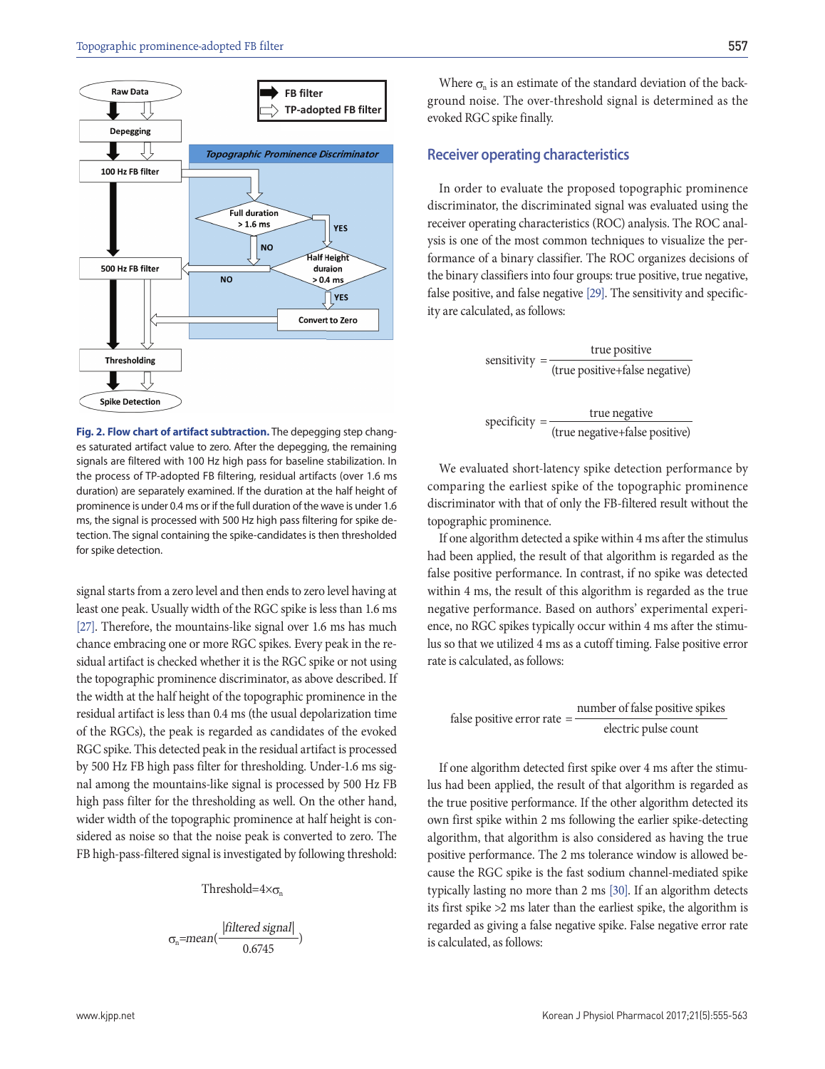Fig. 2. Flow chart of artifact subtraction. The depegging step changes saturated artifact value to zero. After the depegging, the remaining signals are filtered with 100 Hz high pass for baseline stabilization. In the process of TP-adopted FB filtering, residual artifacts (over 1.6 ms duration) are separately examined. If the duration at the half height of prominence is under 0.4 ms or if the full duration of the wave is under 1.6 ms, the signal is processed with 500 Hz high pass filtering for spike detection. The signal containing the spike-candidates is then thresholded for spike detection.

signal starts from a zero level and then ends to zero level having at least one peak. Usually width of the RGC spike is less than 1.6 ms [27]. Therefore, the mountains-like signal over 1.6 ms has much chance embracing one or more RGC spikes. Every peak in the residual artifact is checked whether it is the RGC spike or not using the topographic prominence discriminator, as above described. If the width at the half height of the topographic prominence in the residual artifact is less than 0.4 ms (the usual depolarization time of the RGCs), the peak is regarded as candidates of the evoked RGC spike. This detected peak in the residual artifact is processed by 500 Hz FB high pass filter for thresholding. Under-1.6 ms signal among the mountains-like signal is processed by 500 Hz FB high pass filter for the thresholding as well. On the other hand, wider width of the topographic prominence at half height is considered as noise so that the noise peak is converted to zero. The FB high-pass-filtered signal is investigated by following threshold:

$$\text{Threshold}=4\times\sigma_n$$

$$\sigma_n=mean\left(\frac{|filtered\ signal|}{0.6745}\right)$$

Where $\sigma_n$ is an estimate of the standard deviation of the background noise. The over-threshold signal is determined as the evoked RGC spike finally.

## Receiver operating characteristics

In order to evaluate the proposed topographic prominence discriminator, the discriminated signal was evaluated using the receiver operating characteristics (ROC) analysis. The ROC analysis is one of the most common techniques to visualize the performance of a binary classifier. The ROC organizes decisions of the binary classifiers into four groups: true positive, true negative, false positive, and false negative [29]. The sensitivity and specificity are calculated, as follows:

$$\text{sensitivity} = \frac{\text{true positive}}{(\text{true positive+false negative})}$$

$$\text{specificity} = \frac{\text{true negative}}{(\text{true negative+false positive})}$$

We evaluated short-latency spike detection performance by comparing the earliest spike of the topographic prominence discriminator with that of only the FB-filtered result without the topographic prominence.

If one algorithm detected a spike within 4 ms after the stimulus had been applied, the result of that algorithm is regarded as the false positive performance. In contrast, if no spike was detected within 4 ms, the result of this algorithm is regarded as the true negative performance. Based on authors' experimental experience, no RGC spikes typically occur within 4 ms after the stimulus so that we utilized 4 ms as a cutoff timing. False positive error rate is calculated, as follows:

$$\text{false positive error rate} = \frac{\text{number of false positive spikes}}{\text{electric pulse count}}$$

If one algorithm detected first spike over 4 ms after the stimulus had been applied, the result of that algorithm is regarded as the true positive performance. If the other algorithm detected its own first spike within 2 ms following the earlier spike-detecting algorithm, that algorithm is also considered as having the true positive performance. The 2 ms tolerance window is allowed because the RGC spike is the fast sodium channel-mediated spike typically lasting no more than 2 ms [30]. If an algorithm detects its first spike >2 ms later than the earliest spike, the algorithm is regarded as giving a false negative spike. False negative error rate is calculated, as follows: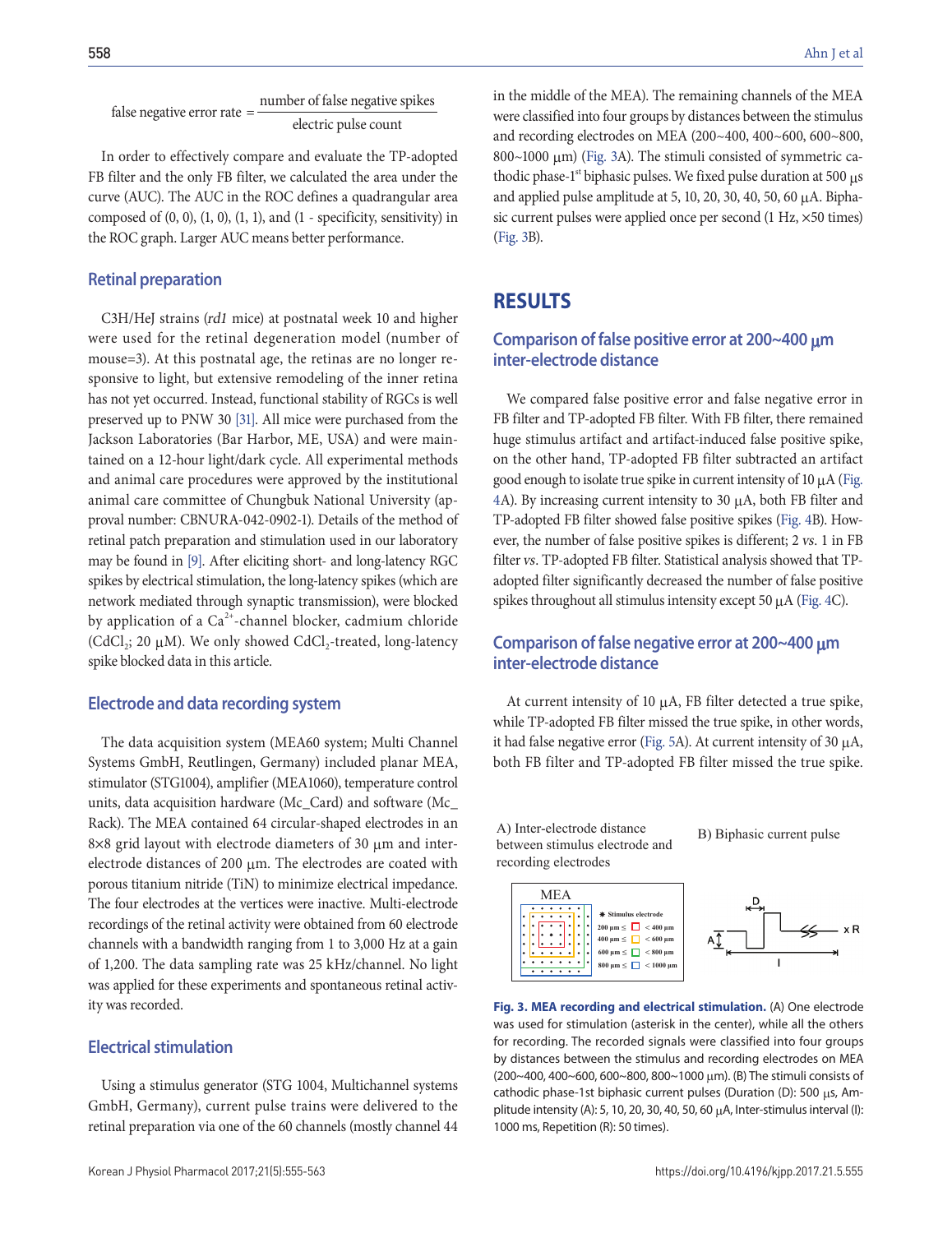$$\text{false negative error rate} = \frac{\text{number of false negative spikes}}{\text{electric pulse count}}$$

In order to effectively compare and evaluate the TP-adopted FB filter and the only FB filter, we calculated the area under the curve (AUC). The AUC in the ROC defines a quadrangular area composed of (0, 0), (1, 0), (1, 1), and (1 - specificity, sensitivity) in the ROC graph. Larger AUC means better performance.

## Retinal preparation

C3H/HeJ strains (*rd1* mice) at postnatal week 10 and higher were used for the retinal degeneration model (number of mouse=3). At this postnatal age, the retinas are no longer responsive to light, but extensive remodeling of the inner retina has not yet occurred. Instead, functional stability of RGCs is well preserved up to PNW 30 [31]. All mice were purchased from the Jackson Laboratories (Bar Harbor, ME, USA) and were maintained on a 12-hour light/dark cycle. All experimental methods and animal care procedures were approved by the institutional animal care committee of Chungbuk National University (approval number: CBNURA-042-0902-1). Details of the method of retinal patch preparation and stimulation used in our laboratory may be found in [9]. After eliciting short- and long-latency RGC spikes by electrical stimulation, the long-latency spikes (which are network mediated through synaptic transmission), were blocked by application of a $Ca^{2+}$-channel blocker, cadmium chloride ($CdCl_2$; 20 μM). We only showed $CdCl_2$-treated, long-latency spike blocked data in this article.

## Electrode and data recording system

The data acquisition system (MEA60 system; Multi Channel Systems GmbH, Reutlingen, Germany) included planar MEA, stimulator (STG1004), amplifier (MEA1060), temperature control units, data acquisition hardware (Mc_Card) and software (Mc_Rack). The MEA contained 64 circular-shaped electrodes in an 8×8 grid layout with electrode diameters of 30 μm and inter-electrode distances of 200 μm. The electrodes are coated with porous titanium nitride (TiN) to minimize electrical impedance. The four electrodes at the vertices were inactive. Multi-electrode recordings of the retinal activity were obtained from 60 electrode channels with a bandwidth ranging from 1 to 3,000 Hz at a gain of 1,200. The data sampling rate was 25 kHz/channel. No light was applied for these experiments and spontaneous retinal activity was recorded.

## Electrical stimulation

Using a stimulus generator (STG 1004, Multichannel systems GmbH, Germany), current pulse trains were delivered to the retinal preparation via one of the 60 channels (mostly channel 44 in the middle of the MEA). The remaining channels of the MEA were classified into four groups by distances between the stimulus and recording electrodes on MEA (200~400, 400~600, 600~800, 800~1000 μm) (Fig. 3A). The stimuli consisted of symmetric cathodic phase-1[st] biphasic pulses. We fixed pulse duration at 500 μs and applied pulse amplitude at 5, 10, 20, 30, 40, 50, 60 μA. Biphasic current pulses were applied once per second (1 Hz, ×50 times) (Fig. 3B).

# RESULTS

## Comparison of false positive error at 200~400 μm inter-electrode distance

We compared false positive error and false negative error in FB filter and TP-adopted FB filter. With FB filter, there remained huge stimulus artifact and artifact-induced false positive spike, on the other hand, TP-adopted FB filter subtracted an artifact good enough to isolate true spike in current intensity of 10 μA (Fig. 4A). By increasing current intensity to 30 μA, both FB filter and TP-adopted FB filter showed false positive spikes (Fig. 4B). However, the number of false positive spikes is different; 2 *vs.* 1 in FB filter *vs.* TP-adopted FB filter. Statistical analysis showed that TP-adopted filter significantly decreased the number of false positive spikes throughout all stimulus intensity except 50 μA (Fig. 4C).

## Comparison of false negative error at 200~400 μm inter-electrode distance

At current intensity of 10 μA, FB filter detected a true spike, while TP-adopted FB filter missed the true spike, in other words, it had false negative error (Fig. 5A). At current intensity of 30 μA, both FB filter and TP-adopted FB filter missed the true spike.

A) Inter-electrode distance between stimulus electrode and recording electrodes

B) Biphasic current pulse

**Fig. 3. MEA recording and electrical stimulation.** (A) One electrode was used for stimulation (asterisk in the center), while all the others for recording. The recorded signals were classified into four groups by distances between the stimulus and recording electrodes on MEA (200~400, 400~600, 600~800, 800~1000 μm). (B) The stimuli consists of cathodic phase-1st biphasic current pulses (Duration (D): 500 μs, Amplitude intensity (A): 5, 10, 20, 30, 40, 50, 60 μA, Inter-stimulus interval (I): 1000 ms, Repetition (R): 50 times).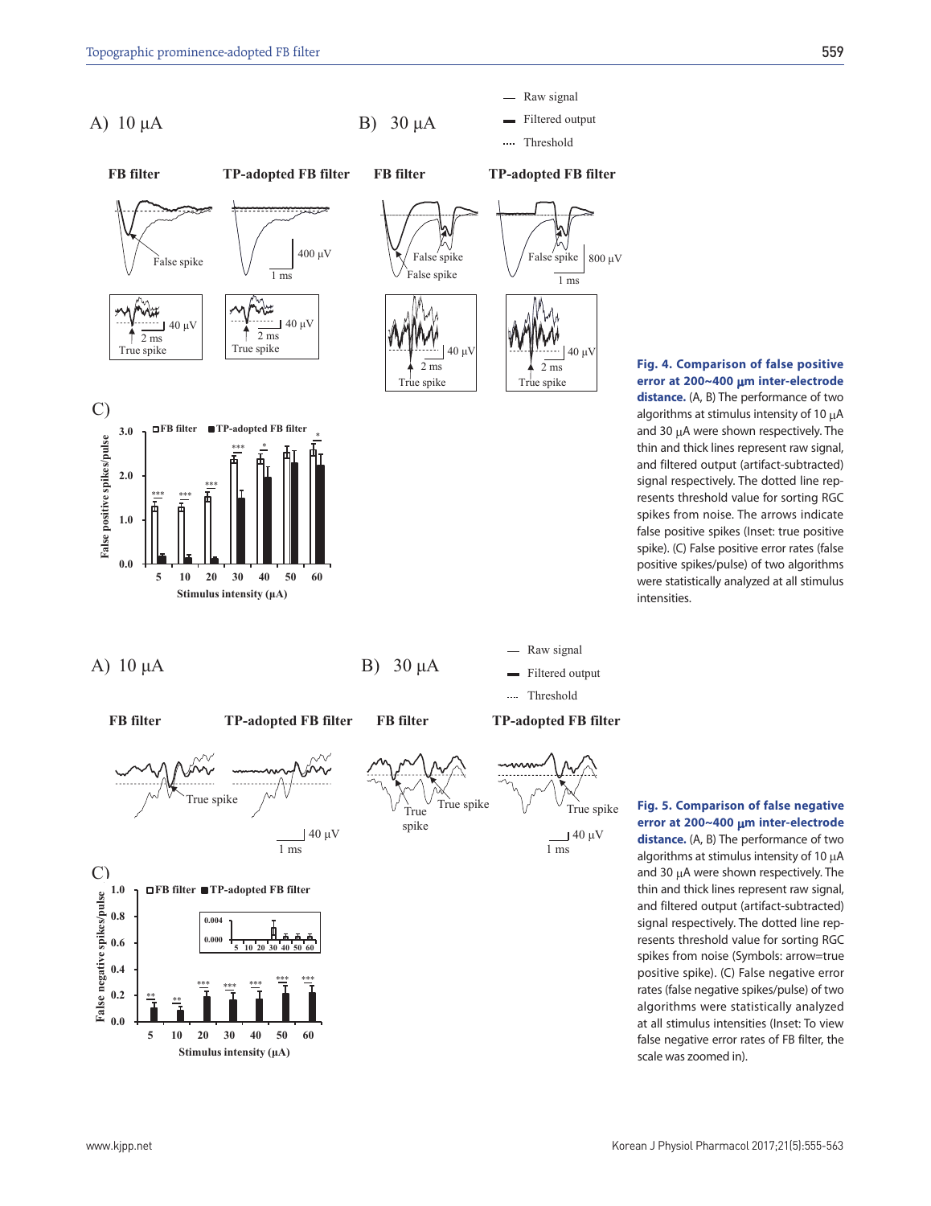**Fig. 4. Comparison of false positive error at 200~400 μm inter-electrode distance.** (A, B) The performance of two algorithms at stimulus intensity of 10 μA and 30 μA were shown respectively. The thin and thick lines represent raw signal, and filtered output (artifact-subtracted) signal respectively. The dotted line represents threshold value for sorting RGC spikes from noise. The arrows indicate false positive spikes (Inset: true positive spike). (C) False positive error rates (false positive spikes/pulse) of two algorithms were statistically analyzed at all stimulus intensities.

**Fig. 5. Comparison of false negative error at 200~400 μm inter-electrode distance.** (A, B) The performance of two algorithms at stimulus intensity of 10 μA and 30 μA were shown respectively. The thin and thick lines represent raw signal, and filtered output (artifact-subtracted) signal respectively. The dotted line represents threshold value for sorting RGC spikes from noise (Symbols: arrow=true positive spike). (C) False negative error rates (false negative spikes/pulse) of two algorithms were statistically analyzed at all stimulus intensities (Inset: To view false negative error rates of FB filter, the scale was zoomed in).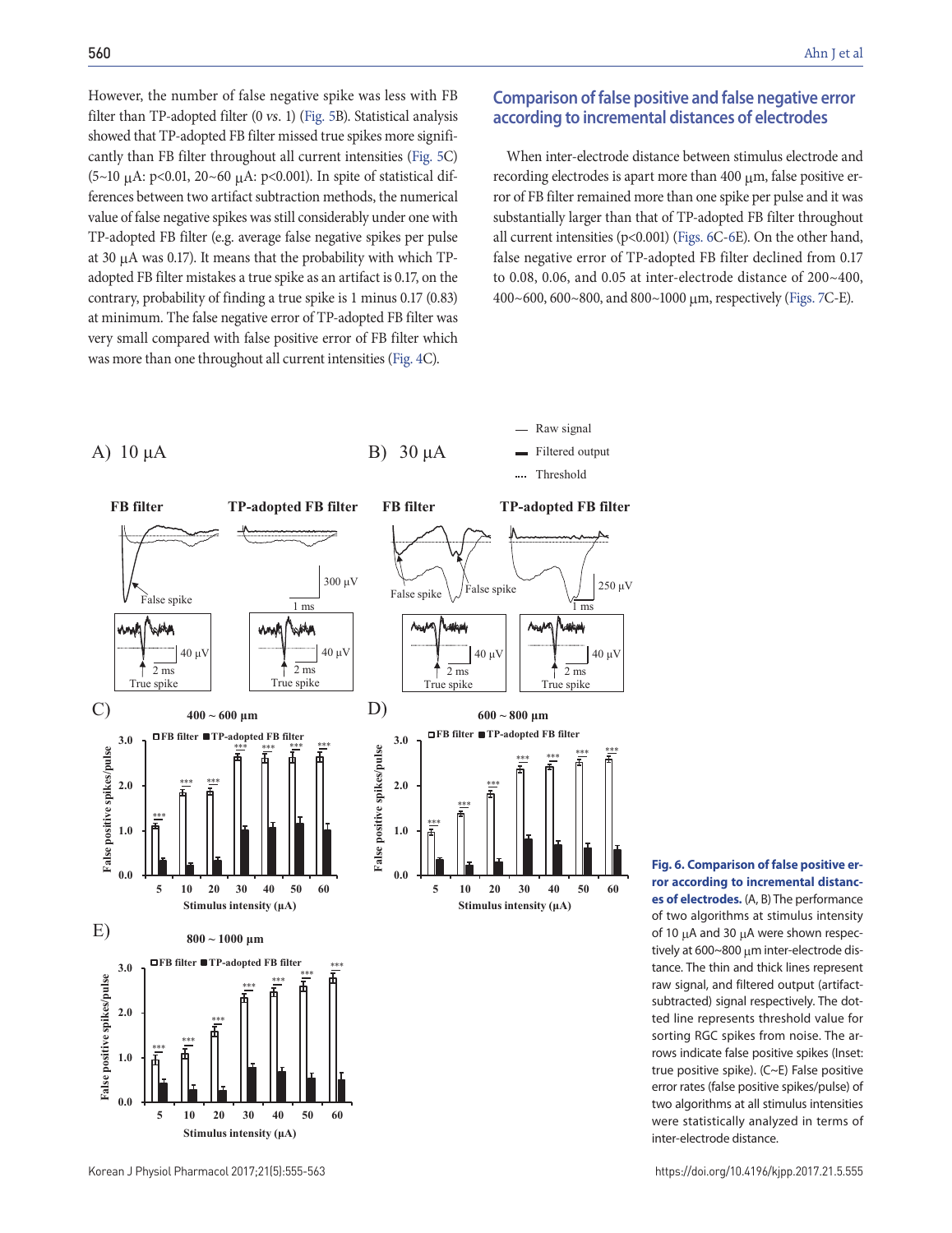However, the number of false negative spike was less with FB filter than TP-adopted filter (0 *vs*. 1) (Fig. 5B). Statistical analysis showed that TP-adopted FB filter missed true spikes more significantly than FB filter throughout all current intensities (Fig. 5C) (5~10 μA: p<0.01, 20~60 μA: p<0.001). In spite of statistical differences between two artifact subtraction methods, the numerical value of false negative spikes was still considerably under one with TP-adopted FB filter (e.g. average false negative spikes per pulse at 30 μA was 0.17). It means that the probability with which TP-adopted FB filter mistakes a true spike as an artifact is 0.17, on the contrary, probability of finding a true spike is 1 minus 0.17 (0.83) at minimum. The false negative error of TP-adopted FB filter was very small compared with false positive error of FB filter which was more than one throughout all current intensities (Fig. 4C).

## Comparison of false positive and false negative error according to incremental distances of electrodes

When inter-electrode distance between stimulus electrode and recording electrodes is apart more than 400 μm, false positive error of FB filter remained more than one spike per pulse and it was substantially larger than that of TP-adopted FB filter throughout all current intensities (p<0.001) (Figs. 6C-6E). On the other hand, false negative error of TP-adopted FB filter declined from 0.17 to 0.08, 0.06, and 0.05 at inter-electrode distance of 200~400, 400~600, 600~800, and 800~1000 μm, respectively (Figs. 7C-E).

**Fig. 6. Comparison of false positive error according to incremental distances of electrodes.** (A, B) The performance of two algorithms at stimulus intensity of 10 μA and 30 μA were shown respectively at 600~800 μm inter-electrode distance. The thin and thick lines represent raw signal, and filtered output (artifact-subtracted) signal respectively. The dotted line represents threshold value for sorting RGC spikes from noise. The arrows indicate false positive spikes (Inset: true positive spike). (C~E) False positive error rates (false positive spikes/pulse) of two algorithms at all stimulus intensities were statistically analyzed in terms of inter-electrode distance.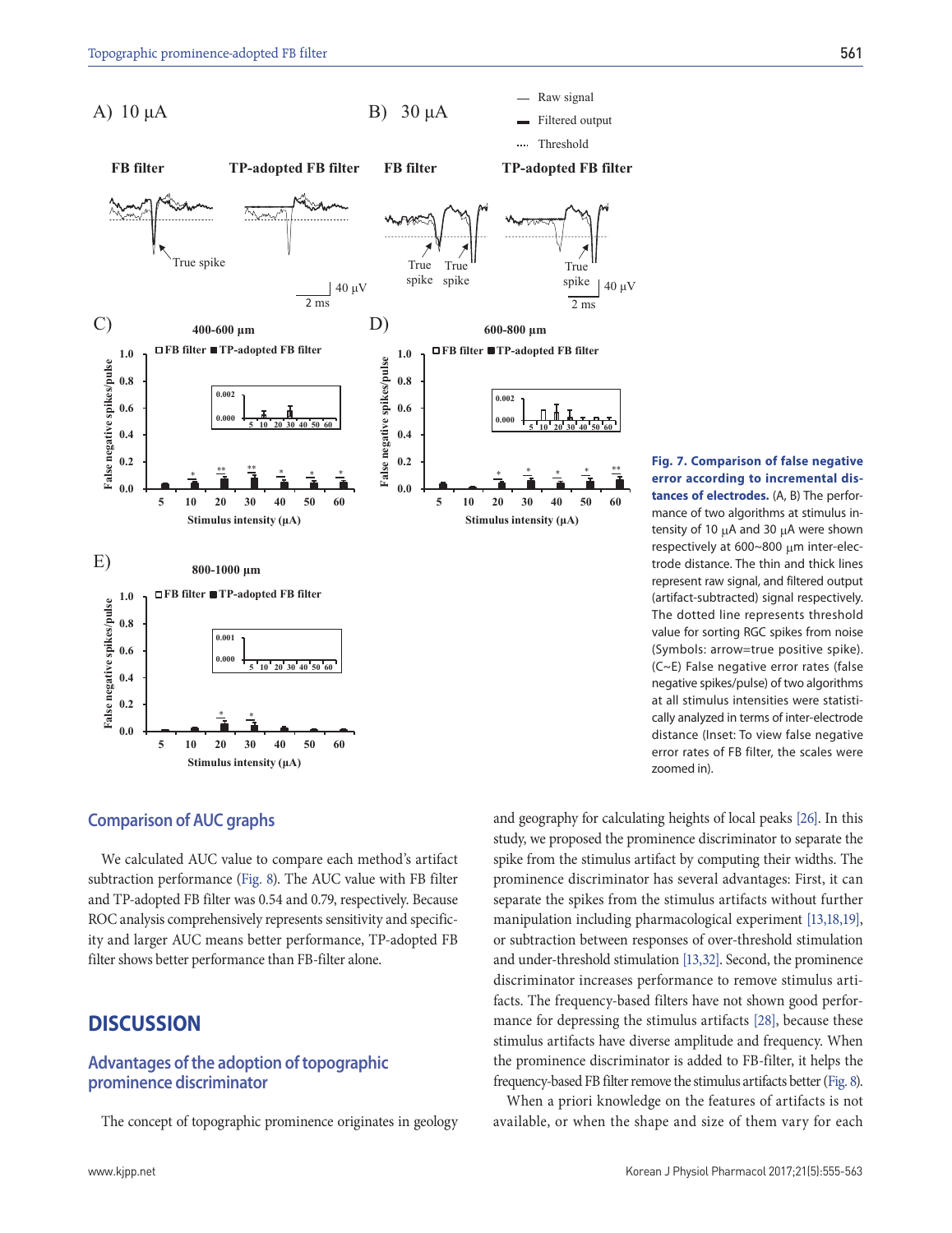Fig. 7. Comparison of false negative error according to incremental distances of electrodes. (A, B) The performance of two algorithms at stimulus intensity of 10 μA and 30 μA were shown respectively at 600~800 μm inter-electrode distance. The thin and thick lines represent raw signal, and filtered output (artifact-subtracted) signal respectively. The dotted line represents threshold value for sorting RGC spikes from noise (Symbols: arrow=true positive spike). (C~E) False negative error rates (false negative spikes/pulse) of two algorithms at all stimulus intensities were statistically analyzed in terms of inter-electrode distance (Inset: To view false negative error rates of FB filter, the scales were zoomed in).

## Comparison of AUC graphs

We calculated AUC value to compare each method's artifact subtraction performance (Fig. 8). The AUC value with FB filter and TP-adopted FB filter was 0.54 and 0.79, respectively. Because ROC analysis comprehensively represents sensitivity and specificity and larger AUC means better performance, TP-adopted FB filter shows better performance than FB-filter alone.

# DISCUSSION

## Advantages of the adoption of topographic prominence discriminator

The concept of topographic prominence originates in geology and geography for calculating heights of local peaks [26]. In this study, we proposed the prominence discriminator to separate the spike from the stimulus artifact by computing their widths. The prominence discriminator has several advantages: First, it can separate the spikes from the stimulus artifacts without further manipulation including pharmacological experiment [13,18,19], or subtraction between responses of over-threshold stimulation and under-threshold stimulation [13,32]. Second, the prominence discriminator increases performance to remove stimulus artifacts. The frequency-based filters have not shown good performance for depressing the stimulus artifacts [28], because these stimulus artifacts have diverse amplitude and frequency. When the prominence discriminator is added to FB-filter, it helps the frequency-based FB filter remove the stimulus artifacts better (Fig. 8).

When a priori knowledge on the features of artifacts is not available, or when the shape and size of them vary for each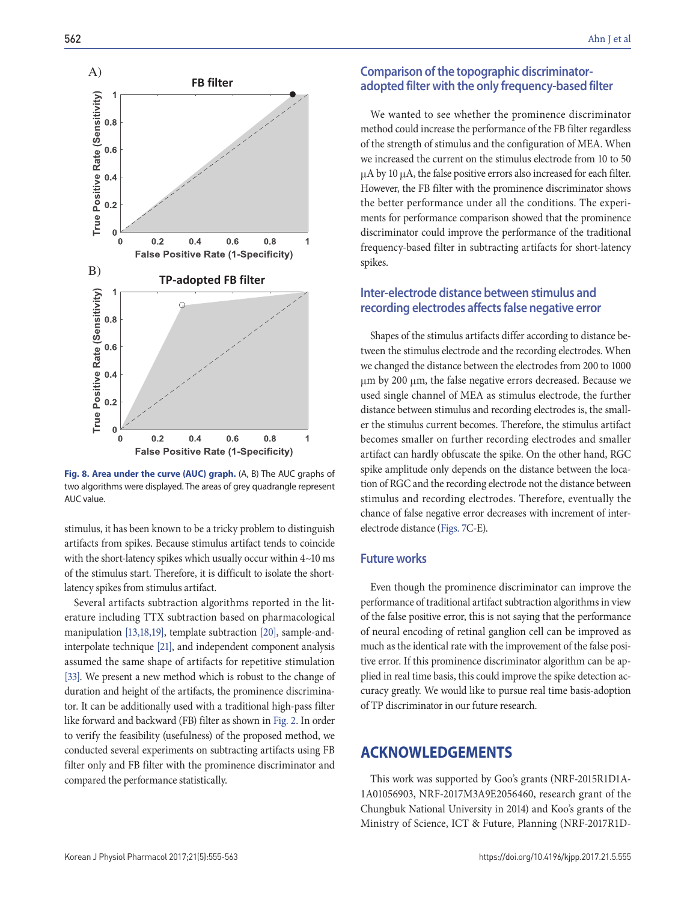Fig. 8. Area under the curve (AUC) graph. (A, B) The AUC graphs of two algorithms were displayed. The areas of grey quadrangle represent AUC value.

stimulus, it has been known to be a tricky problem to distinguish artifacts from spikes. Because stimulus artifact tends to coincide with the short-latency spikes which usually occur within 4~10 ms of the stimulus start. Therefore, it is difficult to isolate the short-latency spikes from stimulus artifact.

Several artifacts subtraction algorithms reported in the literature including TTX subtraction based on pharmacological manipulation [13,18,19], template subtraction [20], sample-and-interpolate technique [21], and independent component analysis assumed the same shape of artifacts for repetitive stimulation [33]. We present a new method which is robust to the change of duration and height of the artifacts, the prominence discriminator. It can be additionally used with a traditional high-pass filter like forward and backward (FB) filter as shown in Fig. 2. In order to verify the feasibility (usefulness) of the proposed method, we conducted several experiments on subtracting artifacts using FB filter only and FB filter with the prominence discriminator and compared the performance statistically.

## Comparison of the topographic discriminator-adopted filter with the only frequency-based filter

We wanted to see whether the prominence discriminator method could increase the performance of the FB filter regardless of the strength of stimulus and the configuration of MEA. When we increased the current on the stimulus electrode from 10 to 50 μA by 10 μA, the false positive errors also increased for each filter. However, the FB filter with the prominence discriminator shows the better performance under all the conditions. The experiments for performance comparison showed that the prominence discriminator could improve the performance of the traditional frequency-based filter in subtracting artifacts for short-latency spikes.

## Inter-electrode distance between stimulus and recording electrodes affects false negative error

Shapes of the stimulus artifacts differ according to distance between the stimulus electrode and the recording electrodes. When we changed the distance between the electrodes from 200 to 1000 μm by 200 μm, the false negative errors decreased. Because we used single channel of MEA as stimulus electrode, the further distance between stimulus and recording electrodes is, the smaller the stimulus current becomes. Therefore, the stimulus artifact becomes smaller on further recording electrodes and smaller artifact can hardly obfuscate the spike. On the other hand, RGC spike amplitude only depends on the distance between the location of RGC and the recording electrode not the distance between stimulus and recording electrodes. Therefore, eventually the chance of false negative error decreases with increment of inter-electrode distance (Figs. 7C-E).

## Future works

Even though the prominence discriminator can improve the performance of traditional artifact subtraction algorithms in view of the false positive error, this is not saying that the performance of neural encoding of retinal ganglion cell can be improved as much as the identical rate with the improvement of the false positive error. If this prominence discriminator algorithm can be applied in real time basis, this could improve the spike detection accuracy greatly. We would like to pursue real time basis-adoption of TP discriminator in our future research.

# ACKNOWLEDGEMENTS

This work was supported by Goo's grants (NRF-2015R1D1A-1A01056903, NRF-2017M3A9E2056460, research grant of the Chungbuk National University in 2014) and Koo's grants of the Ministry of Science, ICT & Future, Planning (NRF-2017R1D-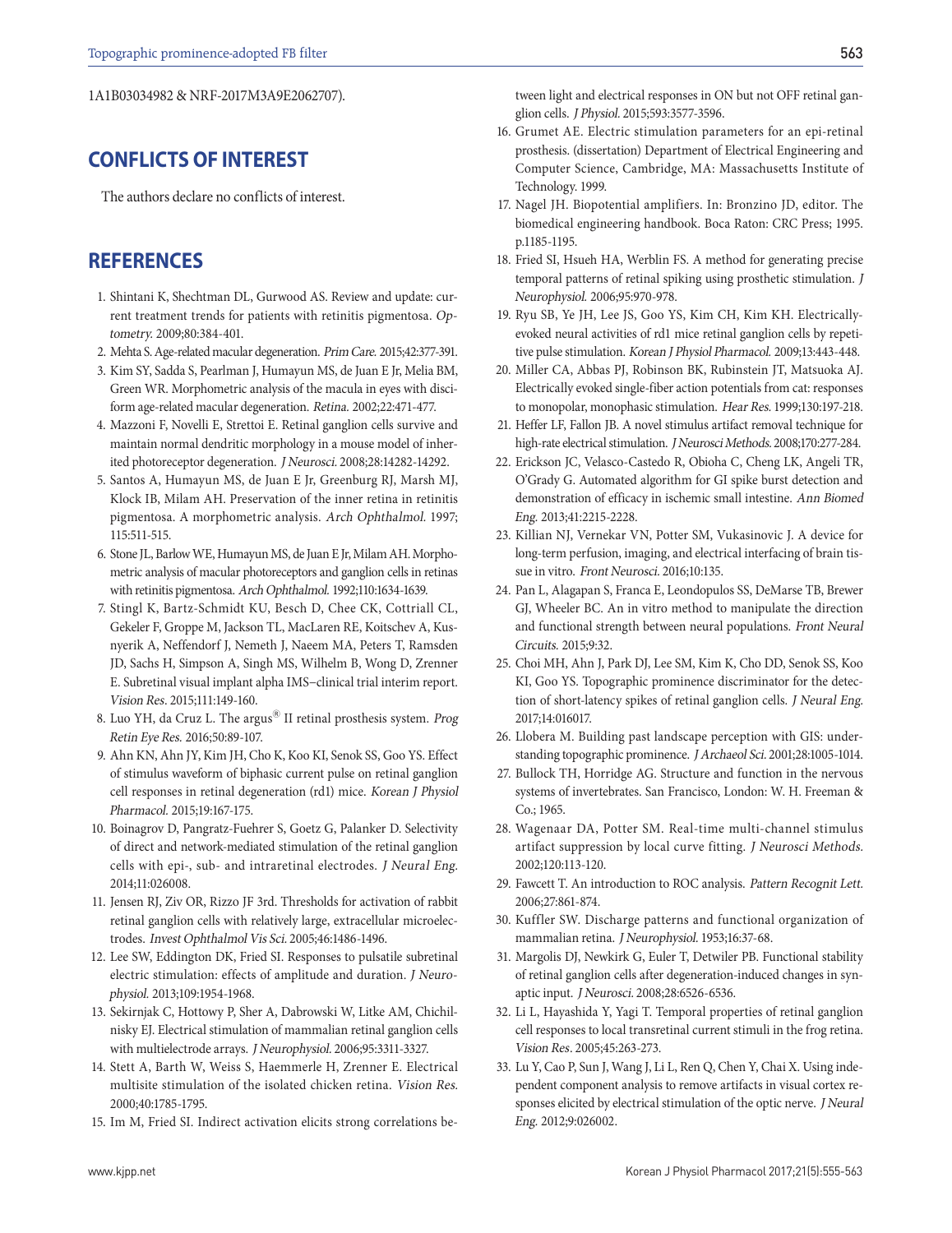1A1B03034982 & NRF-2017M3A9E2062707).

## CONFLICTS OF INTEREST

The authors declare no conflicts of interest.

## REFERENCES

1. Shintani K, Shechtman DL, Gurwood AS. Review and update: current treatment trends for patients with retinitis pigmentosa. *Optometry.* 2009;80:384-401.
2. Mehta S. Age-related macular degeneration. *Prim Care.* 2015;42:377-391.
3. Kim SY, Sadda S, Pearlman J, Humayun MS, de Juan E Jr, Melia BM, Green WR. Morphometric analysis of the macula in eyes with disciform age-related macular degeneration. *Retina.* 2002;22:471-477.
4. Mazzoni F, Novelli E, Strettoi E. Retinal ganglion cells survive and maintain normal dendritic morphology in a mouse model of inherited photoreceptor degeneration. *J Neurosci.* 2008;28:14282-14292.
5. Santos A, Humayun MS, de Juan E Jr, Greenburg RJ, Marsh MJ, Klock IB, Milam AH. Preservation of the inner retina in retinitis pigmentosa. A morphometric analysis. *Arch Ophthalmol.* 1997;115:511-515.
6. Stone JL, Barlow WE, Humayun MS, de Juan E Jr, Milam AH. Morphometric analysis of macular photoreceptors and ganglion cells in retinas with retinitis pigmentosa. *Arch Ophthalmol.* 1992;110:1634-1639.
7. Stingl K, Bartz-Schmidt KU, Besch D, Chee CK, Cottriall CL, Gekeler F, Groppe M, Jackson TL, MacLaren RE, Koitschev A, Kusnyerik A, Neffendorf J, Nemeth J, Naeem MA, Peters T, Ramsden JD, Sachs H, Simpson A, Singh MS, Wilhelm B, Wong D, Zrenner E. Subretinal visual implant alpha IMS–clinical trial interim report. *Vision Res.* 2015;111:149-160.
8. Luo YH, da Cruz L. The argus® II retinal prosthesis system. *Prog Retin Eye Res.* 2016;50:89-107.
9. Ahn KN, Ahn JY, Kim JH, Cho K, Koo KI, Senok SS, Goo YS. Effect of stimulus waveform of biphasic current pulse on retinal ganglion cell responses in retinal degeneration (rd1) mice. *Korean J Physiol Pharmacol.* 2015;19:167-175.
10. Boinagrov D, Pangratz-Fuehrer S, Goetz G, Palanker D. Selectivity of direct and network-mediated stimulation of the retinal ganglion cells with epi-, sub- and intraretinal electrodes. *J Neural Eng.* 2014;11:026008.
11. Jensen RJ, Ziv OR, Rizzo JF 3rd. Thresholds for activation of rabbit retinal ganglion cells with relatively large, extracellular microelectrodes. *Invest Ophthalmol Vis Sci.* 2005;46:1486-1496.
12. Lee SW, Eddington DK, Fried SI. Responses to pulsatile subretinal electric stimulation: effects of amplitude and duration. *J Neurophysiol.* 2013;109:1954-1968.
13. Sekirnjak C, Hottowy P, Sher A, Dabrowski W, Litke AM, Chichilnisky EJ. Electrical stimulation of mammalian retinal ganglion cells with multielectrode arrays. *J Neurophysiol.* 2006;95:3311-3327.
14. Stett A, Barth W, Weiss S, Haemmerle H, Zrenner E. Electrical multisite stimulation of the isolated chicken retina. *Vision Res.* 2000;40:1785-1795.
15. Im M, Fried SI. Indirect activation elicits strong correlations between light and electrical responses in ON but not OFF retinal ganglion cells. *J Physiol.* 2015;593:3577-3596.
16. Grumet AE. Electric stimulation parameters for an epi-retinal prosthesis. (dissertation) Department of Electrical Engineering and Computer Science, Cambridge, MA: Massachusetts Institute of Technology. 1999.
17. Nagel JH. Biopotential amplifiers. In: Bronzino JD, editor. The biomedical engineering handbook. Boca Raton: CRC Press; 1995. p.1185-1195.
18. Fried SI, Hsueh HA, Werblin FS. A method for generating precise temporal patterns of retinal spiking using prosthetic stimulation. *J Neurophysiol.* 2006;95:970-978.
19. Ryu SB, Ye JH, Lee JS, Goo YS, Kim CH, Kim KH. Electrically-evoked neural activities of rd1 mice retinal ganglion cells by repetitive pulse stimulation. *Korean J Physiol Pharmacol.* 2009;13:443-448.
20. Miller CA, Abbas PJ, Robinson BK, Rubinstein JT, Matsuoka AJ. Electrically evoked single-fiber action potentials from cat: responses to monopolar, monophasic stimulation. *Hear Res.* 1999;130:197-218.
21. Heffer LF, Fallon JB. A novel stimulus artifact removal technique for high-rate electrical stimulation. *J Neurosci Methods.* 2008;170:277-284.
22. Erickson JC, Velasco-Castedo R, Obioha C, Cheng LK, Angeli TR, O'Grady G. Automated algorithm for GI spike burst detection and demonstration of efficacy in ischemic small intestine. *Ann Biomed Eng.* 2013;41:2215-2228.
23. Killian NJ, Vernekar VN, Potter SM, Vukasinovic J. A device for long-term perfusion, imaging, and electrical interfacing of brain tissue in vitro. *Front Neurosci.* 2016;10:135.
24. Pan L, Alagapan S, Franca E, Leondopulos SS, DeMarse TB, Brewer GJ, Wheeler BC. An in vitro method to manipulate the direction and functional strength between neural populations. *Front Neural Circuits.* 2015;9:32.
25. Choi MH, Ahn J, Park DJ, Lee SM, Kim K, Cho DD, Senok SS, Koo KI, Goo YS. Topographic prominence discriminator for the detection of short-latency spikes of retinal ganglion cells. *J Neural Eng.* 2017;14:016017.
26. Llobera M. Building past landscape perception with GIS: understanding topographic prominence. *J Archaeol Sci.* 2001;28:1005-1014.
27. Bullock TH, Horridge AG. Structure and function in the nervous systems of invertebrates. San Francisco, London: W. H. Freeman & Co.; 1965.
28. Wagenaar DA, Potter SM. Real-time multi-channel stimulus artifact suppression by local curve fitting. *J Neurosci Methods.* 2002;120:113-120.
29. Fawcett T. An introduction to ROC analysis. *Pattern Recognit Lett.* 2006;27:861-874.
30. Kuffler SW. Discharge patterns and functional organization of mammalian retina. *J Neurophysiol.* 1953;16:37-68.
31. Margolis DJ, Newkirk G, Euler T, Detwiler PB. Functional stability of retinal ganglion cells after degeneration-induced changes in synaptic input. *J Neurosci.* 2008;28:6526-6536.
32. Li L, Hayashida Y, Yagi T. Temporal properties of retinal ganglion cell responses to local transretinal current stimuli in the frog retina. *Vision Res.* 2005;45:263-273.
33. Lu Y, Cao P, Sun J, Wang J, Li L, Ren Q, Chen Y, Chai X. Using independent component analysis to remove artifacts in visual cortex responses elicited by electrical stimulation of the optic nerve. *J Neural Eng.* 2012;9:026002.